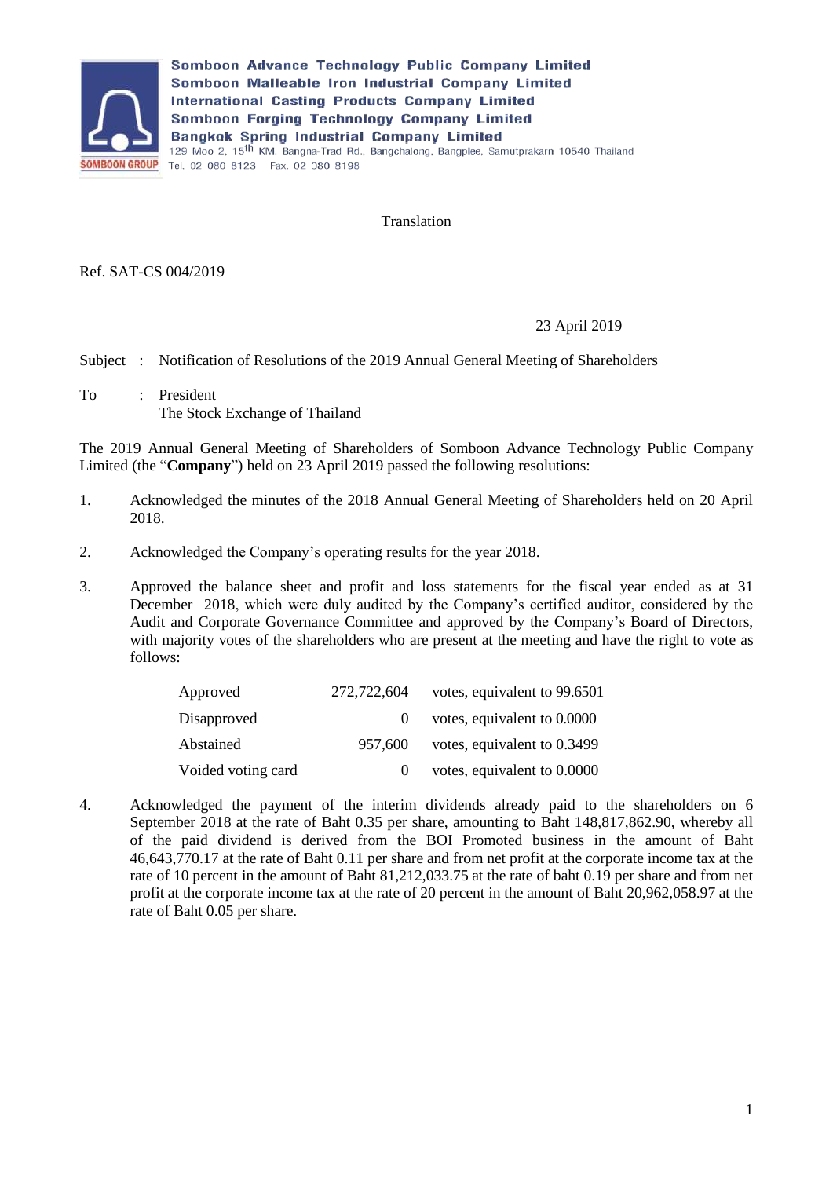Somboon Advance Technology Public Company Limited
Somboon Malleable Iron Industrial Company Limited
International Casting Products Company Limited
Somboon Forging Technology Company Limited
Bangkok Spring Industrial Company Limited
129 Moo 2, 15th KM. Bangna-Trad Rd., Bangchalong, Bangplee, Samutprakarn 10540 Thailand
Tel. 02 080 8123 Fax. 02 080 8198

SOMBOON GROUP

Translation

Ref. SAT-CS 004/2019

23 April 2019

Subject : Notification of Resolutions of the 2019 Annual General Meeting of Shareholders

To : President
The Stock Exchange of Thailand

The 2019 Annual General Meeting of Shareholders of Somboon Advance Technology Public Company Limited (the "**Company**") held on 23 April 2019 passed the following resolutions:

1. Acknowledged the minutes of the 2018 Annual General Meeting of Shareholders held on 20 April 2018.

2. Acknowledged the Company's operating results for the year 2018.

3. Approved the balance sheet and profit and loss statements for the fiscal year ended as at 31 December 2018, which were duly audited by the Company's certified auditor, considered by the Audit and Corporate Governance Committee and approved by the Company's Board of Directors, with majority votes of the shareholders who are present at the meeting and have the right to vote as follows:

| | | |
|---|---|---|
| Approved | 272,722,604 | votes, equivalent to 99.6501 |
| Disapproved | 0 | votes, equivalent to 0.0000 |
| Abstained | 957,600 | votes, equivalent to 0.3499 |
| Voided voting card | 0 | votes, equivalent to 0.0000 |

4. Acknowledged the payment of the interim dividends already paid to the shareholders on 6 September 2018 at the rate of Baht 0.35 per share, amounting to Baht 148,817,862.90, whereby all of the paid dividend is derived from the BOI Promoted business in the amount of Baht 46,643,770.17 at the rate of Baht 0.11 per share and from net profit at the corporate income tax at the rate of 10 percent in the amount of Baht 81,212,033.75 at the rate of baht 0.19 per share and from net profit at the corporate income tax at the rate of 20 percent in the amount of Baht 20,962,058.97 at the rate of Baht 0.05 per share.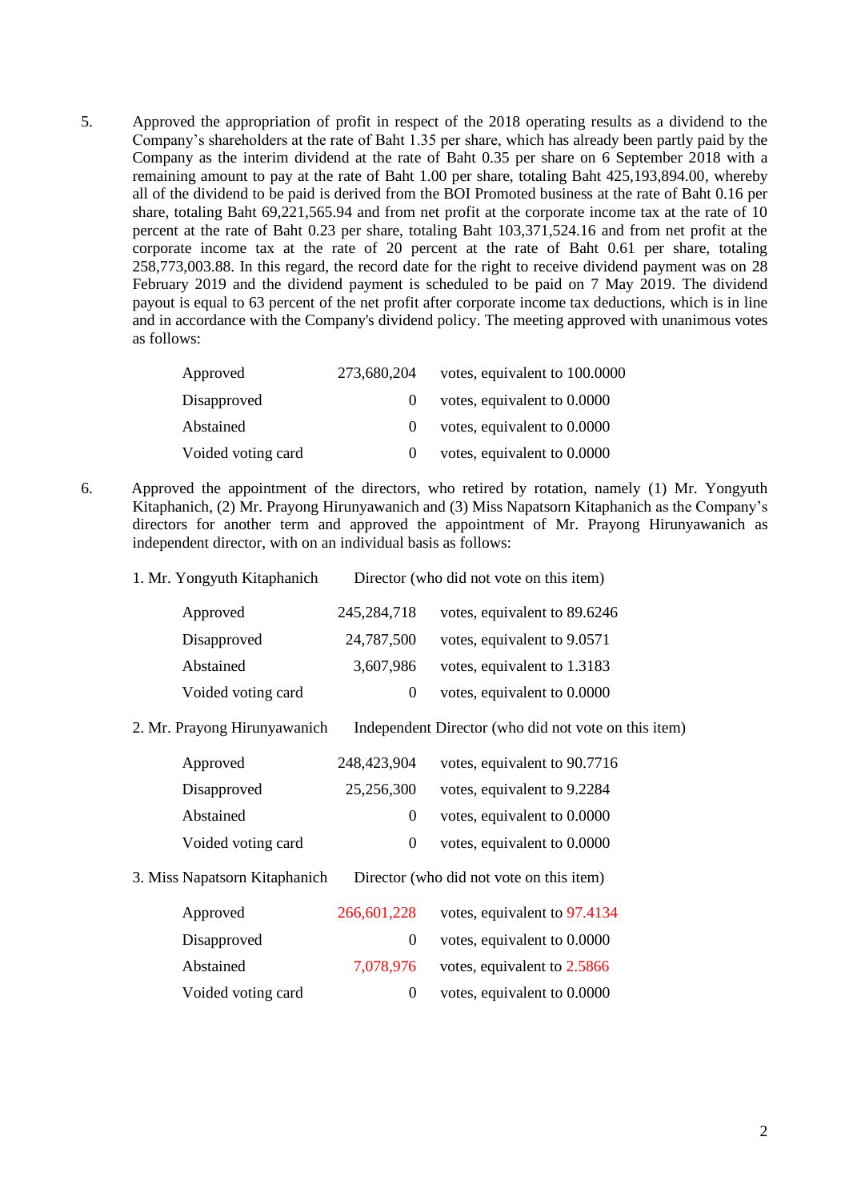5. Approved the appropriation of profit in respect of the 2018 operating results as a dividend to the Company's shareholders at the rate of Baht 1.35 per share, which has already been partly paid by the Company as the interim dividend at the rate of Baht 0.35 per share on 6 September 2018 with a remaining amount to pay at the rate of Baht 1.00 per share, totaling Baht 425,193,894.00, whereby all of the dividend to be paid is derived from the BOI Promoted business at the rate of Baht 0.16 per share, totaling Baht 69,221,565.94 and from net profit at the corporate income tax at the rate of 10 percent at the rate of Baht 0.23 per share, totaling Baht 103,371,524.16 and from net profit at the corporate income tax at the rate of 20 percent at the rate of Baht 0.61 per share, totaling 258,773,003.88. In this regard, the record date for the right to receive dividend payment was on 28 February 2019 and the dividend payment is scheduled to be paid on 7 May 2019. The dividend payout is equal to 63 percent of the net profit after corporate income tax deductions, which is in line and in accordance with the Company's dividend policy. The meeting approved with unanimous votes as follows:

| | | |
|---|---|---|
| Approved | 273,680,204 | votes, equivalent to 100.0000 |
| Disapproved | 0 | votes, equivalent to 0.0000 |
| Abstained | 0 | votes, equivalent to 0.0000 |
| Voided voting card | 0 | votes, equivalent to 0.0000 |

6. Approved the appointment of the directors, who retired by rotation, namely (1) Mr. Yongyuth Kitaphanich, (2) Mr. Prayong Hirunyawanich and (3) Miss Napatsorn Kitaphanich as the Company's directors for another term and approved the appointment of Mr. Prayong Hirunyawanich as independent director, with on an individual basis as follows:

1. Mr. Yongyuth Kitaphanich — Director (who did not vote on this item)

| | | |
|---|---|---|
| Approved | 245,284,718 | votes, equivalent to 89.6246 |
| Disapproved | 24,787,500 | votes, equivalent to 9.0571 |
| Abstained | 3,607,986 | votes, equivalent to 1.3183 |
| Voided voting card | 0 | votes, equivalent to 0.0000 |

2. Mr. Prayong Hirunyawanich — Independent Director (who did not vote on this item)

| | | |
|---|---|---|
| Approved | 248,423,904 | votes, equivalent to 90.7716 |
| Disapproved | 25,256,300 | votes, equivalent to 9.2284 |
| Abstained | 0 | votes, equivalent to 0.0000 |
| Voided voting card | 0 | votes, equivalent to 0.0000 |

3. Miss Napatsorn Kitaphanich — Director (who did not vote on this item)

| | | |
|---|---|---|
| Approved | 266,601,228 | votes, equivalent to 97.4134 |
| Disapproved | 0 | votes, equivalent to 0.0000 |
| Abstained | 7,078,976 | votes, equivalent to 2.5866 |
| Voided voting card | 0 | votes, equivalent to 0.0000 |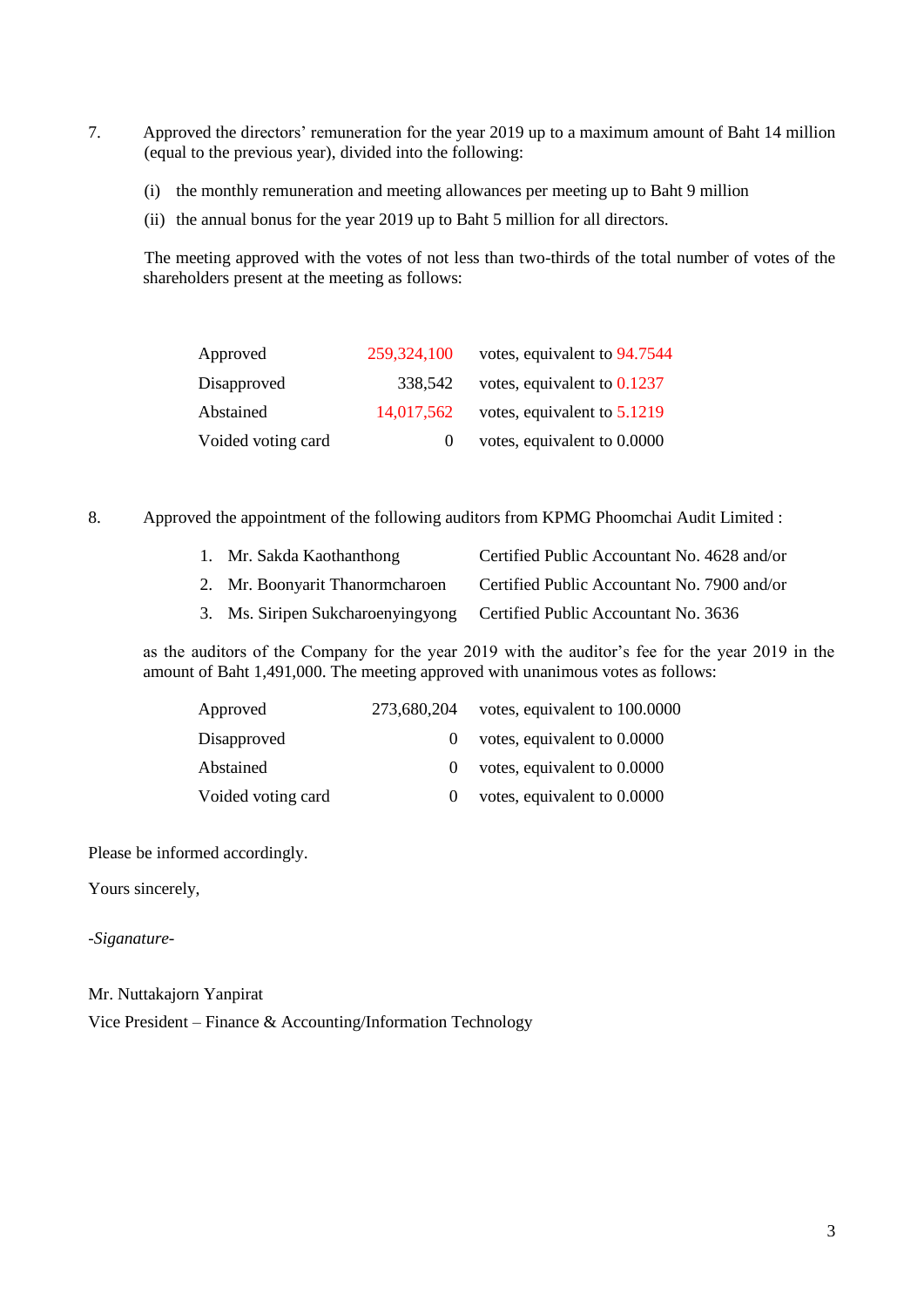7. Approved the directors' remuneration for the year 2019 up to a maximum amount of Baht 14 million (equal to the previous year), divided into the following:

   (i) the monthly remuneration and meeting allowances per meeting up to Baht 9 million

   (ii) the annual bonus for the year 2019 up to Baht 5 million for all directors.

   The meeting approved with the votes of not less than two-thirds of the total number of votes of the shareholders present at the meeting as follows:

| | | |
|---|---|---|
| Approved | 259,324,100 | votes, equivalent to 94.7544 |
| Disapproved | 338,542 | votes, equivalent to 0.1237 |
| Abstained | 14,017,562 | votes, equivalent to 5.1219 |
| Voided voting card | 0 | votes, equivalent to 0.0000 |

8. Approved the appointment of the following auditors from KPMG Phoomchai Audit Limited :

   1. Mr. Sakda Kaothanthong — Certified Public Accountant No. 4628 and/or
   2. Mr. Boonyarit Thanormcharoen — Certified Public Accountant No. 7900 and/or
   3. Ms. Siripen Sukcharoenyingyong — Certified Public Accountant No. 3636

   as the auditors of the Company for the year 2019 with the auditor's fee for the year 2019 in the amount of Baht 1,491,000. The meeting approved with unanimous votes as follows:

| | | |
|---|---|---|
| Approved | 273,680,204 | votes, equivalent to 100.0000 |
| Disapproved | 0 | votes, equivalent to 0.0000 |
| Abstained | 0 | votes, equivalent to 0.0000 |
| Voided voting card | 0 | votes, equivalent to 0.0000 |

Please be informed accordingly.

Yours sincerely,

*-Siganature-*

Mr. Nuttakajorn Yanpirat

Vice President – Finance & Accounting/Information Technology